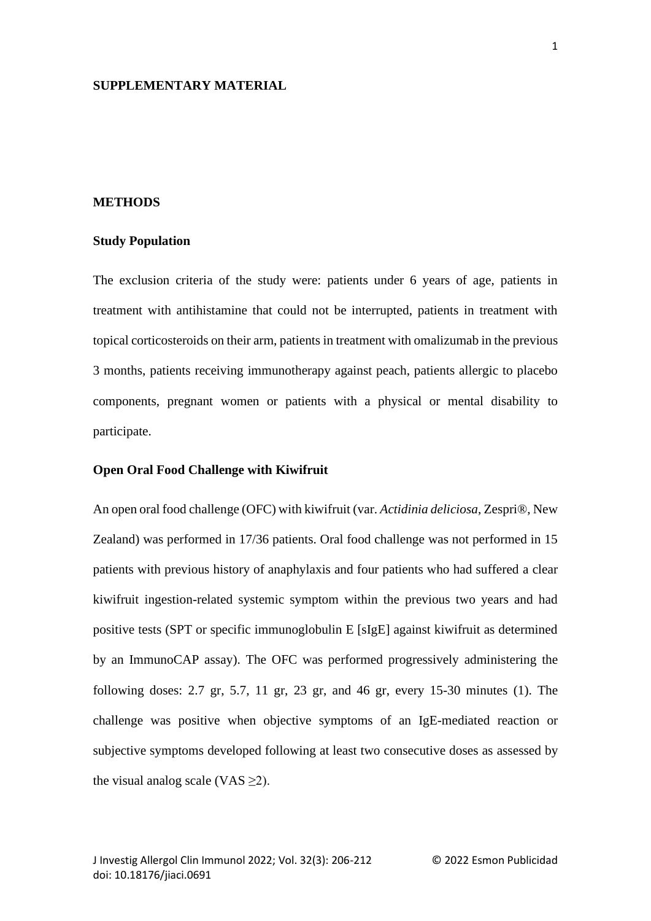# SUPPLEMENTARY MATERIAL

## METHODS

### Study Population

The exclusion criteria of the study were: patients under 6 years of age, patients in treatment with antihistamine that could not be interrupted, patients in treatment with topical corticosteroids on their arm, patients in treatment with omalizumab in the previous 3 months, patients receiving immunotherapy against peach, patients allergic to placebo components, pregnant women or patients with a physical or mental disability to participate.

### Open Oral Food Challenge with Kiwifruit

An open oral food challenge (OFC) with kiwifruit (var. *Actidinia deliciosa*, Zespri®, New Zealand) was performed in 17/36 patients. Oral food challenge was not performed in 15 patients with previous history of anaphylaxis and four patients who had suffered a clear kiwifruit ingestion-related systemic symptom within the previous two years and had positive tests (SPT or specific immunoglobulin E [sIgE] against kiwifruit as determined by an ImmunoCAP assay). The OFC was performed progressively administering the following doses: 2.7 gr, 5.7, 11 gr, 23 gr, and 46 gr, every 15-30 minutes (1). The challenge was positive when objective symptoms of an IgE-mediated reaction or subjective symptoms developed following at least two consecutive doses as assessed by the visual analog scale (VAS $\geq$2).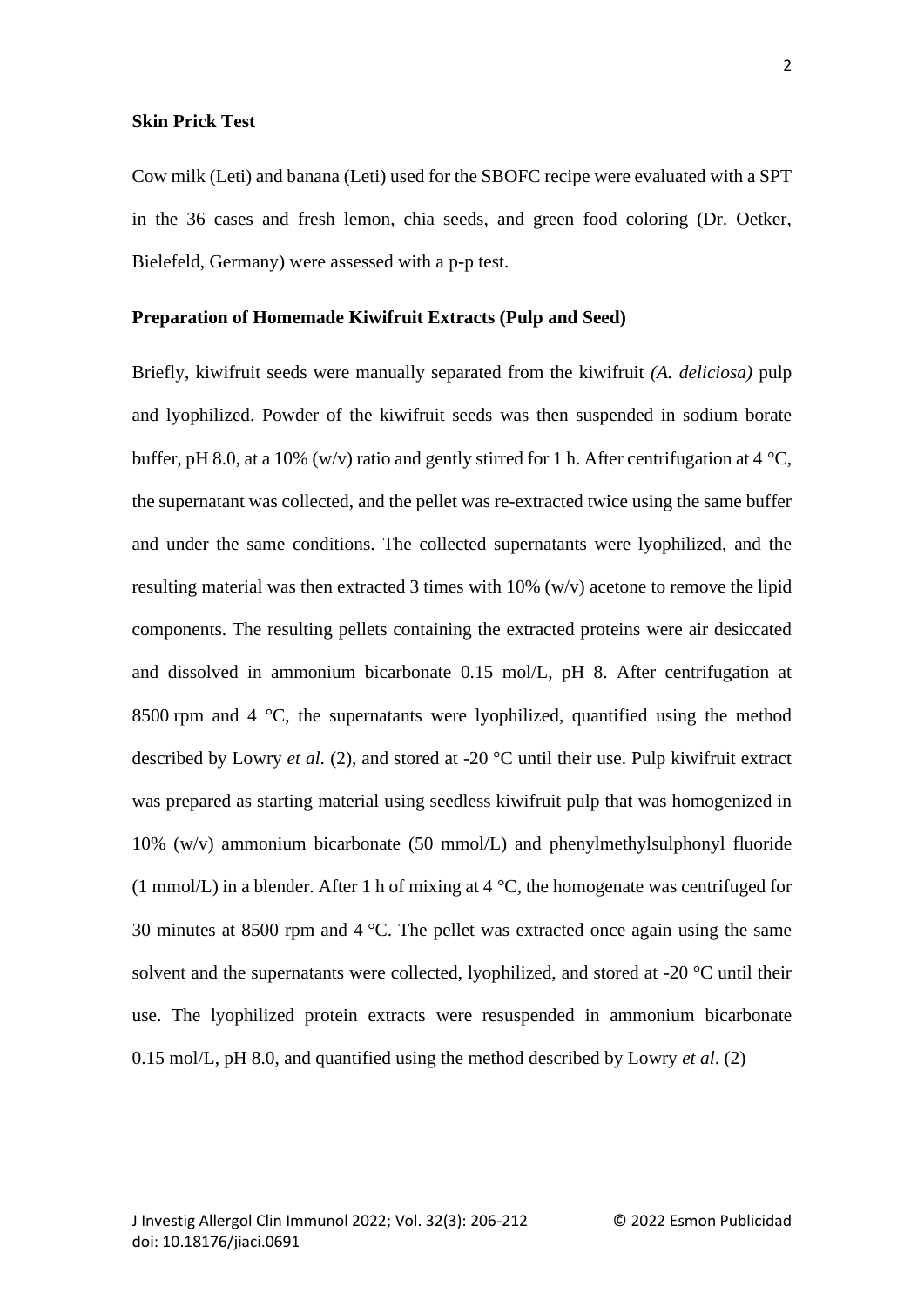**Skin Prick Test**

Cow milk (Leti) and banana (Leti) used for the SBOFC recipe were evaluated with a SPT in the 36 cases and fresh lemon, chia seeds, and green food coloring (Dr. Oetker, Bielefeld, Germany) were assessed with a p-p test.

**Preparation of Homemade Kiwifruit Extracts (Pulp and Seed)**

Briefly, kiwifruit seeds were manually separated from the kiwifruit *(A. deliciosa)* pulp and lyophilized. Powder of the kiwifruit seeds was then suspended in sodium borate buffer, pH 8.0, at a 10% (w/v) ratio and gently stirred for 1 h. After centrifugation at 4 °C, the supernatant was collected, and the pellet was re-extracted twice using the same buffer and under the same conditions. The collected supernatants were lyophilized, and the resulting material was then extracted 3 times with 10% (w/v) acetone to remove the lipid components. The resulting pellets containing the extracted proteins were air desiccated and dissolved in ammonium bicarbonate 0.15 mol/L, pH 8. After centrifugation at 8500 rpm and 4 °C, the supernatants were lyophilized, quantified using the method described by Lowry *et al.* (2), and stored at -20 °C until their use. Pulp kiwifruit extract was prepared as starting material using seedless kiwifruit pulp that was homogenized in 10% (w/v) ammonium bicarbonate (50 mmol/L) and phenylmethylsulphonyl fluoride (1 mmol/L) in a blender. After 1 h of mixing at 4 °C, the homogenate was centrifuged for 30 minutes at 8500 rpm and 4 °C. The pellet was extracted once again using the same solvent and the supernatants were collected, lyophilized, and stored at -20 °C until their use. The lyophilized protein extracts were resuspended in ammonium bicarbonate 0.15 mol/L, pH 8.0, and quantified using the method described by Lowry *et al*. (2)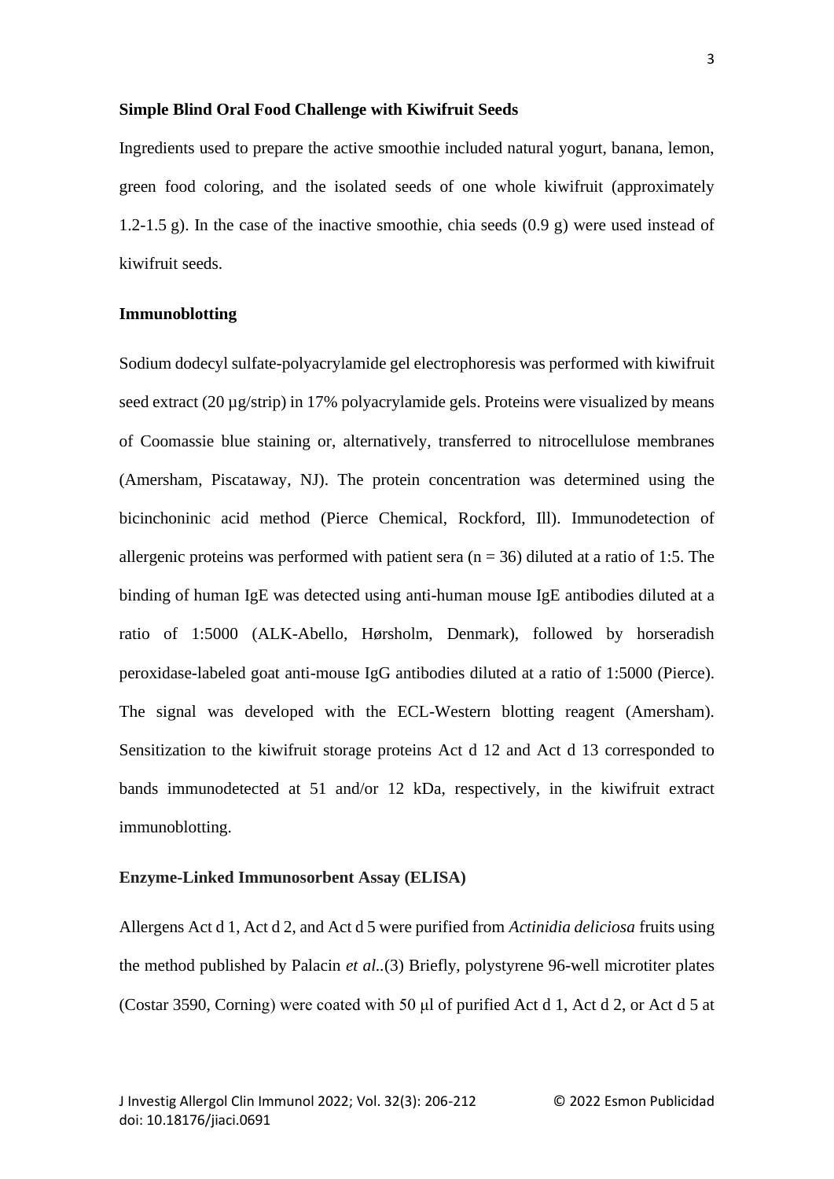### Simple Blind Oral Food Challenge with Kiwifruit Seeds

Ingredients used to prepare the active smoothie included natural yogurt, banana, lemon, green food coloring, and the isolated seeds of one whole kiwifruit (approximately 1.2-1.5 g). In the case of the inactive smoothie, chia seeds (0.9 g) were used instead of kiwifruit seeds.

### Immunoblotting

Sodium dodecyl sulfate-polyacrylamide gel electrophoresis was performed with kiwifruit seed extract (20 µg/strip) in 17% polyacrylamide gels. Proteins were visualized by means of Coomassie blue staining or, alternatively, transferred to nitrocellulose membranes (Amersham, Piscataway, NJ). The protein concentration was determined using the bicinchoninic acid method (Pierce Chemical, Rockford, Ill). Immunodetection of allergenic proteins was performed with patient sera ($n = 36$) diluted at a ratio of 1:5. The binding of human IgE was detected using anti-human mouse IgE antibodies diluted at a ratio of 1:5000 (ALK-Abello, Hørsholm, Denmark), followed by horseradish peroxidase-labeled goat anti-mouse IgG antibodies diluted at a ratio of 1:5000 (Pierce). The signal was developed with the ECL-Western blotting reagent (Amersham). Sensitization to the kiwifruit storage proteins Act d 12 and Act d 13 corresponded to bands immunodetected at 51 and/or 12 kDa, respectively, in the kiwifruit extract immunoblotting.

### Enzyme-Linked Immunosorbent Assay (ELISA)

Allergens Act d 1, Act d 2, and Act d 5 were purified from *Actinidia deliciosa* fruits using the method published by Palacin *et al.*.(3) Briefly, polystyrene 96-well microtiter plates (Costar 3590, Corning) were coated with 50 µl of purified Act d 1, Act d 2, or Act d 5 at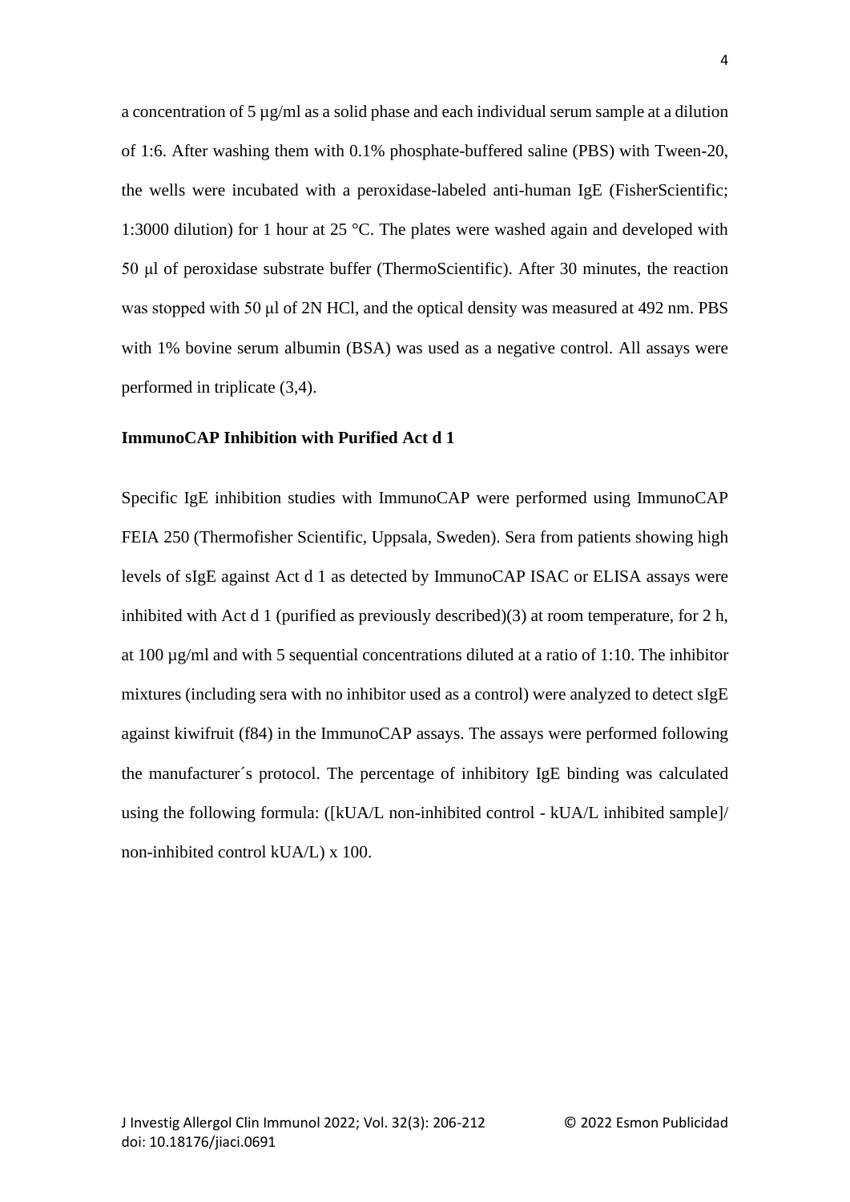a concentration of 5 µg/ml as a solid phase and each individual serum sample at a dilution of 1:6. After washing them with 0.1% phosphate-buffered saline (PBS) with Tween-20, the wells were incubated with a peroxidase-labeled anti-human IgE (FisherScientific; 1:3000 dilution) for 1 hour at 25 °C. The plates were washed again and developed with 50 µl of peroxidase substrate buffer (ThermoScientific). After 30 minutes, the reaction was stopped with 50 µl of 2N HCl, and the optical density was measured at 492 nm. PBS with 1% bovine serum albumin (BSA) was used as a negative control. All assays were performed in triplicate (3,4).

**ImmunoCAP Inhibition with Purified Act d 1**

Specific IgE inhibition studies with ImmunoCAP were performed using ImmunoCAP FEIA 250 (Thermofisher Scientific, Uppsala, Sweden). Sera from patients showing high levels of sIgE against Act d 1 as detected by ImmunoCAP ISAC or ELISA assays were inhibited with Act d 1 (purified as previously described)(3) at room temperature, for 2 h, at 100 µg/ml and with 5 sequential concentrations diluted at a ratio of 1:10. The inhibitor mixtures (including sera with no inhibitor used as a control) were analyzed to detect sIgE against kiwifruit (f84) in the ImmunoCAP assays. The assays were performed following the manufacturer´s protocol. The percentage of inhibitory IgE binding was calculated using the following formula: ([kUA/L non-inhibited control - kUA/L inhibited sample]/ non-inhibited control kUA/L) x 100.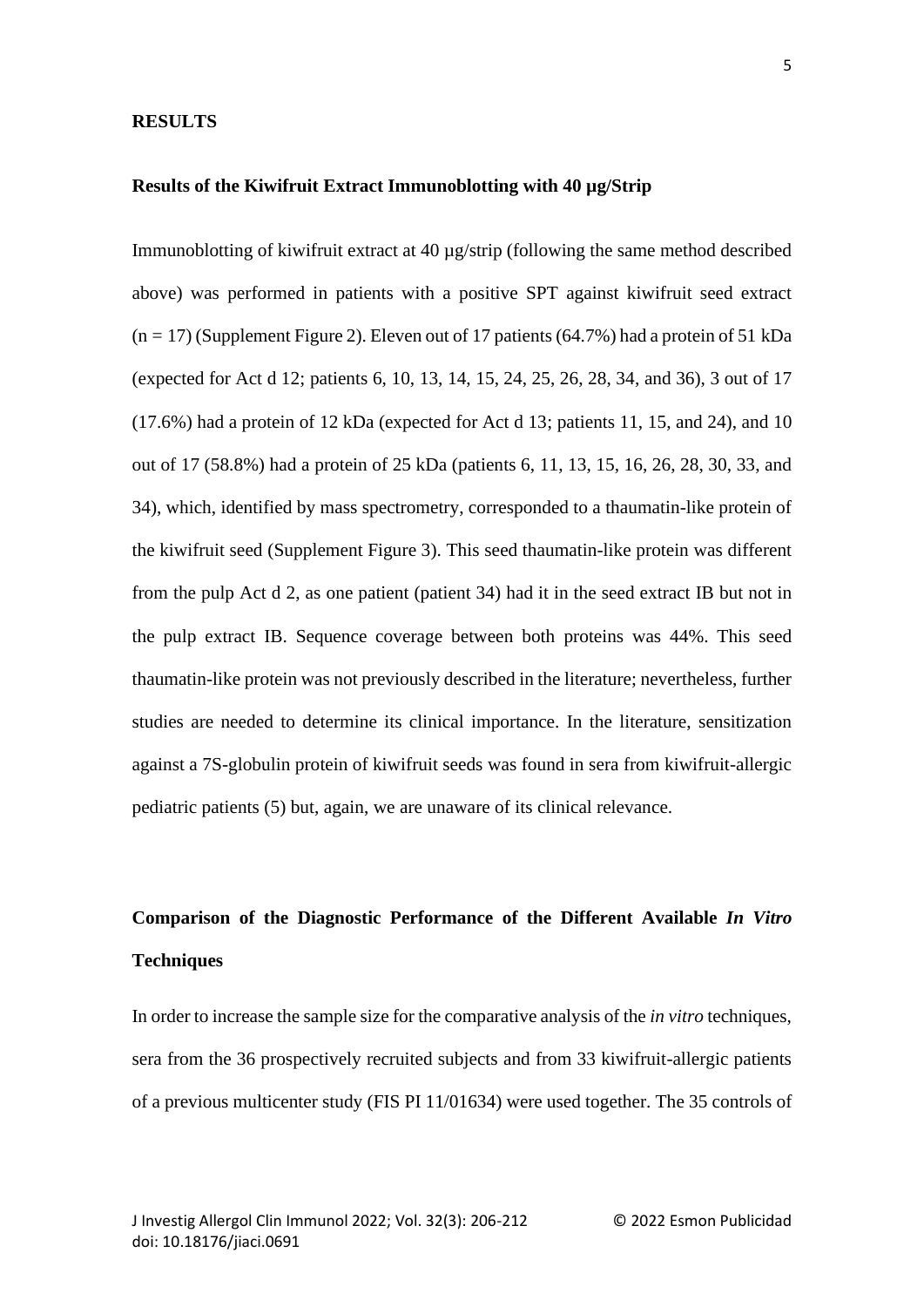## RESULTS

### Results of the Kiwifruit Extract Immunoblotting with 40 µg/Strip

Immunoblotting of kiwifruit extract at 40 µg/strip (following the same method described above) was performed in patients with a positive SPT against kiwifruit seed extract ($n = 17$) (Supplement Figure 2). Eleven out of 17 patients (64.7%) had a protein of 51 kDa (expected for Act d 12; patients 6, 10, 13, 14, 15, 24, 25, 26, 28, 34, and 36), 3 out of 17 (17.6%) had a protein of 12 kDa (expected for Act d 13; patients 11, 15, and 24), and 10 out of 17 (58.8%) had a protein of 25 kDa (patients 6, 11, 13, 15, 16, 26, 28, 30, 33, and 34), which, identified by mass spectrometry, corresponded to a thaumatin-like protein of the kiwifruit seed (Supplement Figure 3). This seed thaumatin-like protein was different from the pulp Act d 2, as one patient (patient 34) had it in the seed extract IB but not in the pulp extract IB. Sequence coverage between both proteins was 44%. This seed thaumatin-like protein was not previously described in the literature; nevertheless, further studies are needed to determine its clinical importance. In the literature, sensitization against a 7S-globulin protein of kiwifruit seeds was found in sera from kiwifruit-allergic pediatric patients (5) but, again, we are unaware of its clinical relevance.

### Comparison of the Diagnostic Performance of the Different Available *In Vitro* Techniques

In order to increase the sample size for the comparative analysis of the *in vitro* techniques, sera from the 36 prospectively recruited subjects and from 33 kiwifruit-allergic patients of a previous multicenter study (FIS PI 11/01634) were used together. The 35 controls of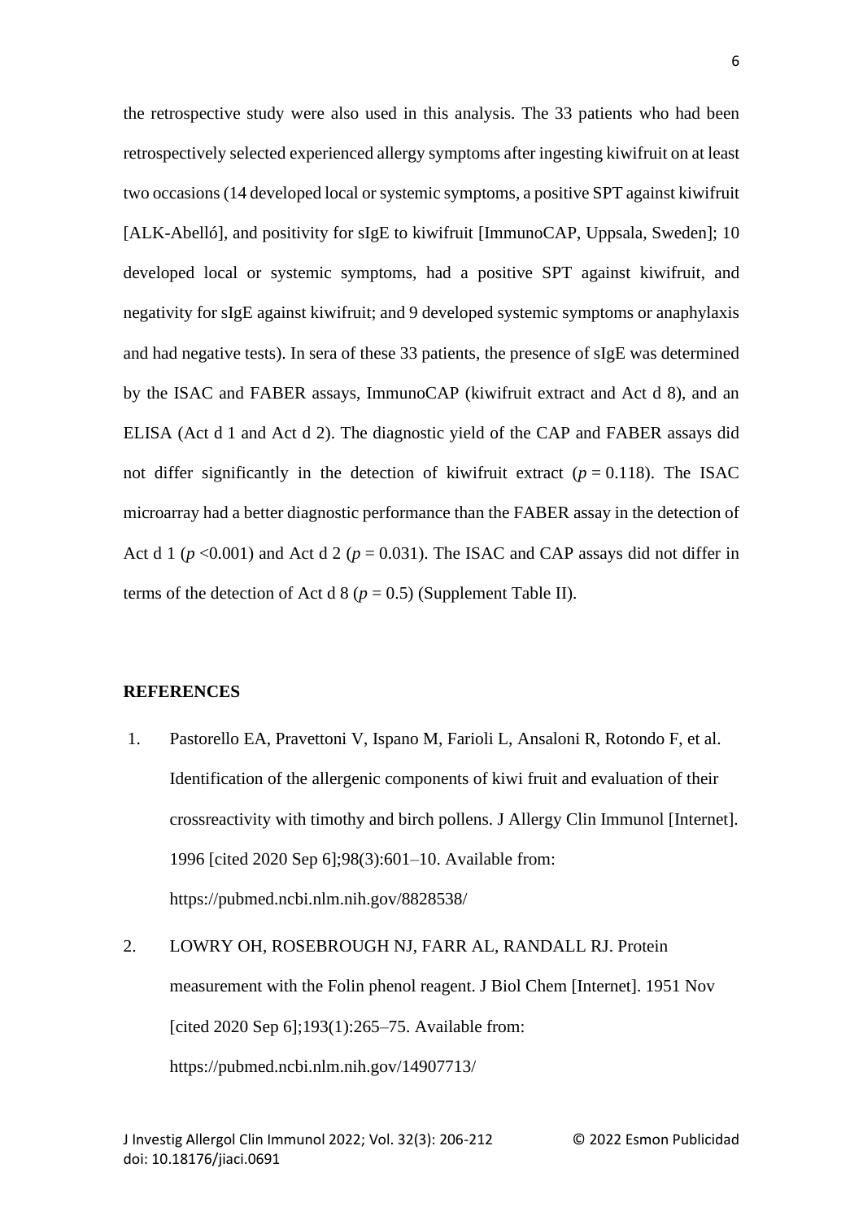the retrospective study were also used in this analysis. The 33 patients who had been retrospectively selected experienced allergy symptoms after ingesting kiwifruit on at least two occasions (14 developed local or systemic symptoms, a positive SPT against kiwifruit [ALK-Abelló], and positivity for sIgE to kiwifruit [ImmunoCAP, Uppsala, Sweden]; 10 developed local or systemic symptoms, had a positive SPT against kiwifruit, and negativity for sIgE against kiwifruit; and 9 developed systemic symptoms or anaphylaxis and had negative tests). In sera of these 33 patients, the presence of sIgE was determined by the ISAC and FABER assays, ImmunoCAP (kiwifruit extract and Act d 8), and an ELISA (Act d 1 and Act d 2). The diagnostic yield of the CAP and FABER assays did not differ significantly in the detection of kiwifruit extract ($p = 0.118$). The ISAC microarray had a better diagnostic performance than the FABER assay in the detection of Act d 1 ($p < 0.001$) and Act d 2 ($p = 0.031$). The ISAC and CAP assays did not differ in terms of the detection of Act d 8 ($p = 0.5$) (Supplement Table II).

## REFERENCES

1. Pastorello EA, Pravettoni V, Ispano M, Farioli L, Ansaloni R, Rotondo F, et al. Identification of the allergenic components of kiwi fruit and evaluation of their crossreactivity with timothy and birch pollens. J Allergy Clin Immunol [Internet]. 1996 [cited 2020 Sep 6];98(3):601–10. Available from: https://pubmed.ncbi.nlm.nih.gov/8828538/

2. LOWRY OH, ROSEBROUGH NJ, FARR AL, RANDALL RJ. Protein measurement with the Folin phenol reagent. J Biol Chem [Internet]. 1951 Nov [cited 2020 Sep 6];193(1):265–75. Available from: https://pubmed.ncbi.nlm.nih.gov/14907713/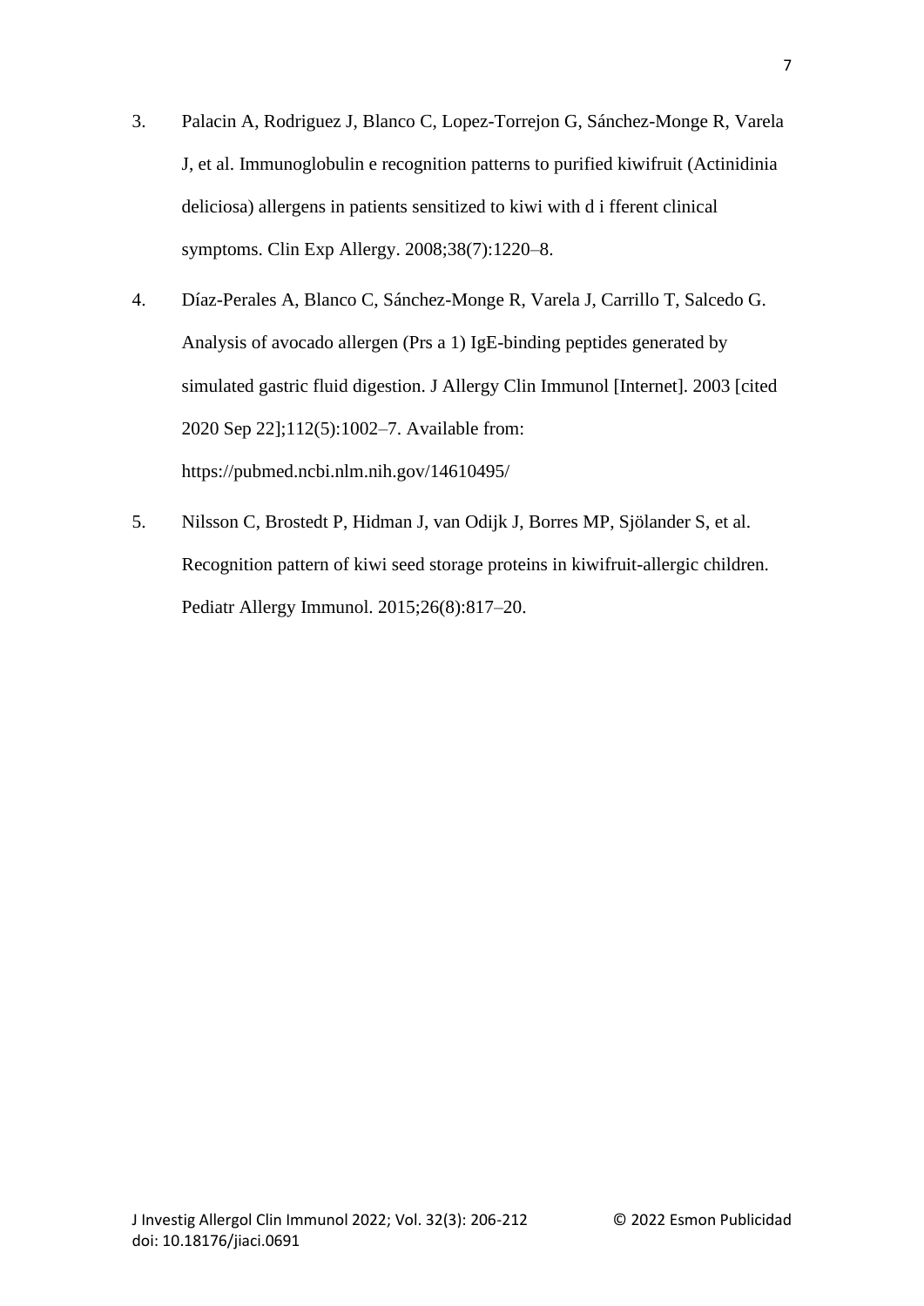3. Palacin A, Rodriguez J, Blanco C, Lopez-Torrejon G, Sánchez-Monge R, Varela J, et al. Immunoglobulin e recognition patterns to purified kiwifruit (Actinidinia deliciosa) allergens in patients sensitized to kiwi with d i fferent clinical symptoms. Clin Exp Allergy. 2008;38(7):1220–8.

4. Díaz-Perales A, Blanco C, Sánchez-Monge R, Varela J, Carrillo T, Salcedo G. Analysis of avocado allergen (Prs a 1) IgE-binding peptides generated by simulated gastric fluid digestion. J Allergy Clin Immunol [Internet]. 2003 [cited 2020 Sep 22];112(5):1002–7. Available from: https://pubmed.ncbi.nlm.nih.gov/14610495/

5. Nilsson C, Brostedt P, Hidman J, van Odijk J, Borres MP, Sjölander S, et al. Recognition pattern of kiwi seed storage proteins in kiwifruit-allergic children. Pediatr Allergy Immunol. 2015;26(8):817–20.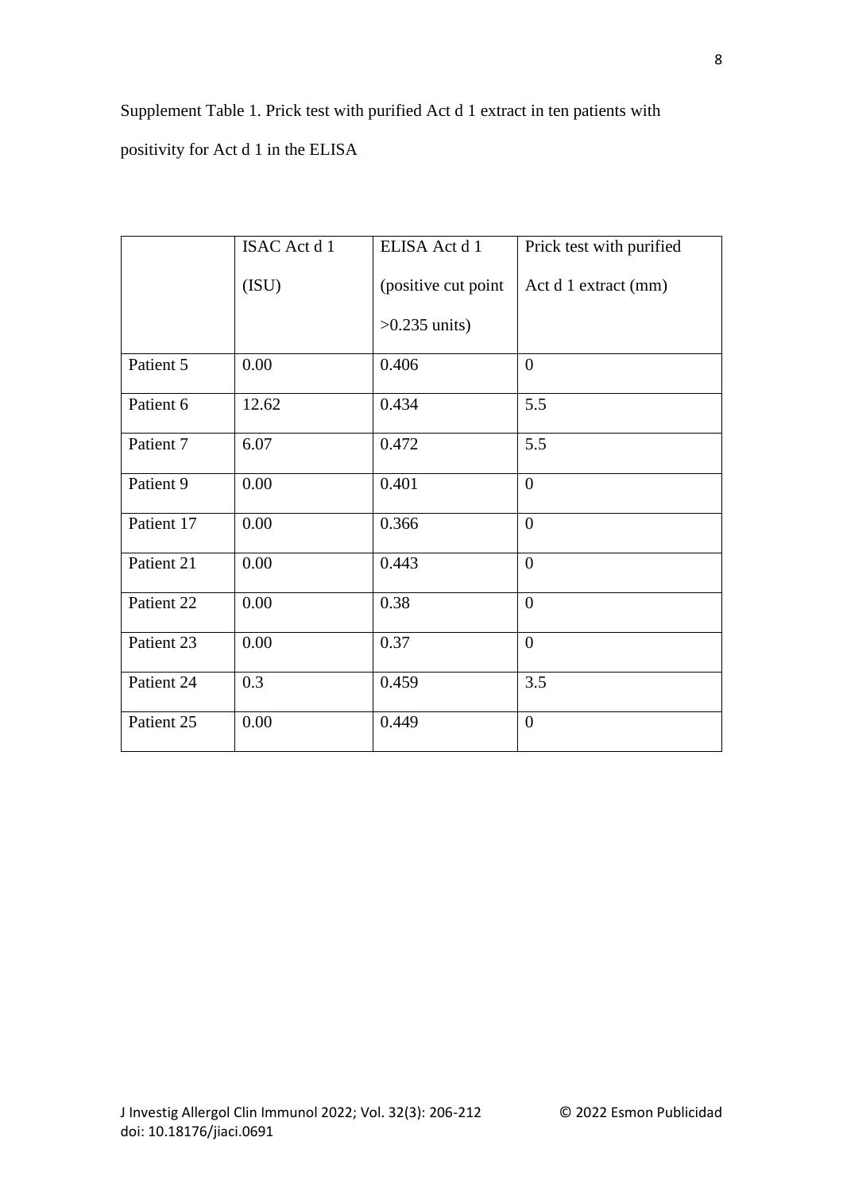Supplement Table 1. Prick test with purified Act d 1 extract in ten patients with positivity for Act d 1 in the ELISA

| | ISAC Act d 1 (ISU) | ELISA Act d 1 (positive cut point >0.235 units) | Prick test with purified Act d 1 extract (mm) |
|---|---|---|---|
| Patient 5 | 0.00 | 0.406 | 0 |
| Patient 6 | 12.62 | 0.434 | 5.5 |
| Patient 7 | 6.07 | 0.472 | 5.5 |
| Patient 9 | 0.00 | 0.401 | 0 |
| Patient 17 | 0.00 | 0.366 | 0 |
| Patient 21 | 0.00 | 0.443 | 0 |
| Patient 22 | 0.00 | 0.38 | 0 |
| Patient 23 | 0.00 | 0.37 | 0 |
| Patient 24 | 0.3 | 0.459 | 3.5 |
| Patient 25 | 0.00 | 0.449 | 0 |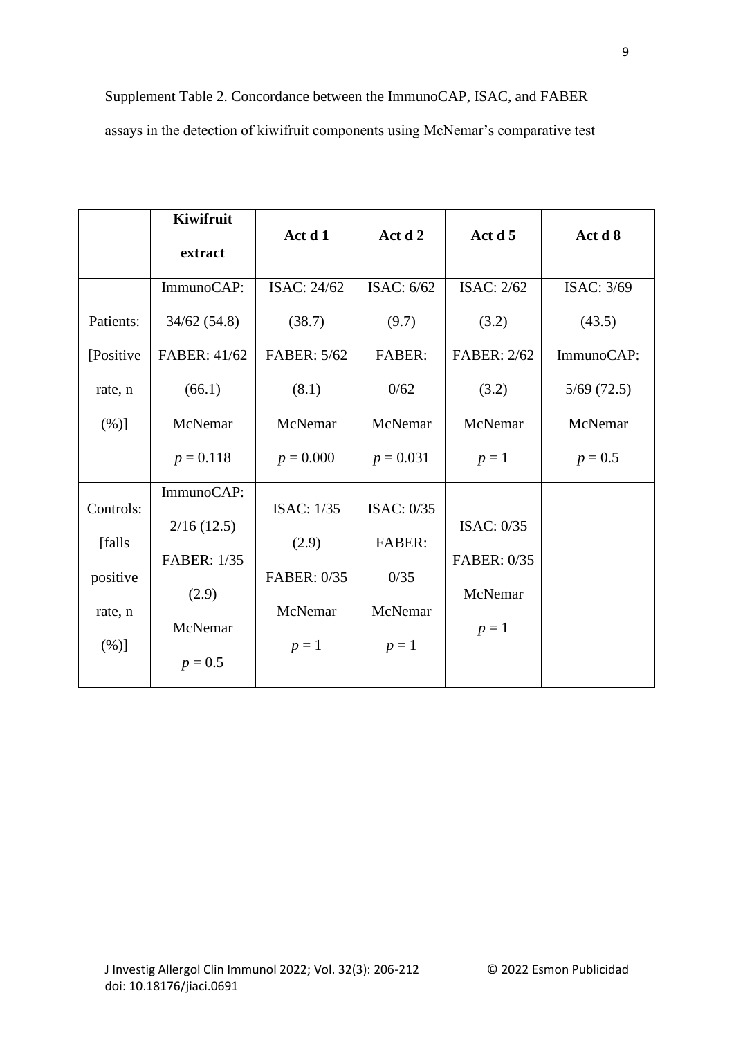Supplement Table 2. Concordance between the ImmunoCAP, ISAC, and FABER assays in the detection of kiwifruit components using McNemar's comparative test

| | **Kiwifruit extract** | **Act d 1** | **Act d 2** | **Act d 5** | **Act d 8** |
|---|---|---|---|---|---|
| Patients: [Positive rate, n (%)] | ImmunoCAP: 34/62 (54.8) FABER: 41/62 (66.1) McNemar *p* = 0.118 | ISAC: 24/62 (38.7) FABER: 5/62 (8.1) McNemar *p* = 0.000 | ISAC: 6/62 (9.7) FABER: 0/62 McNemar *p* = 0.031 | ISAC: 2/62 (3.2) FABER: 2/62 (3.2) McNemar *p* = 1 | ISAC: 3/69 (43.5) ImmunoCAP: 5/69 (72.5) McNemar *p* = 0.5 |
| Controls: [falls positive rate, n (%)] | ImmunoCAP: 2/16 (12.5) FABER: 1/35 (2.9) McNemar *p* = 0.5 | ISAC: 1/35 (2.9) FABER: 0/35 McNemar *p* = 1 | ISAC: 0/35 FABER: 0/35 McNemar *p* = 1 | ISAC: 0/35 FABER: 0/35 McNemar *p* = 1 | |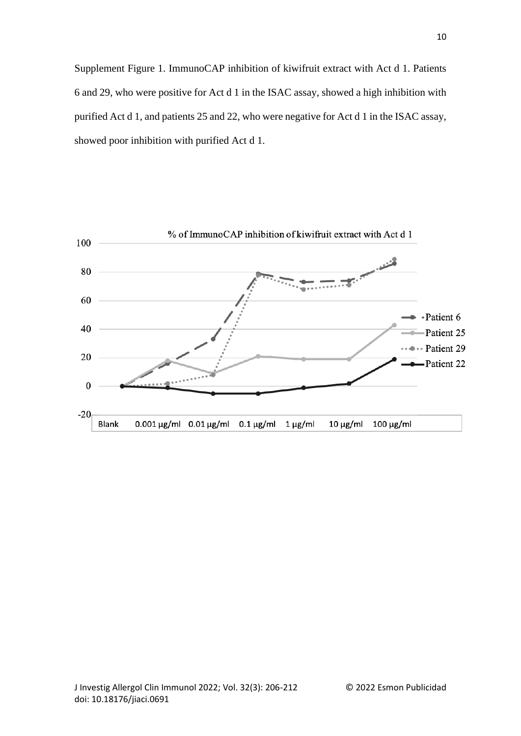Supplement Figure 1. ImmunoCAP inhibition of kiwifruit extract with Act d 1. Patients 6 and 29, who were positive for Act d 1 in the ISAC assay, showed a high inhibition with purified Act d 1, and patients 25 and 22, who were negative for Act d 1 in the ISAC assay, showed poor inhibition with purified Act d 1.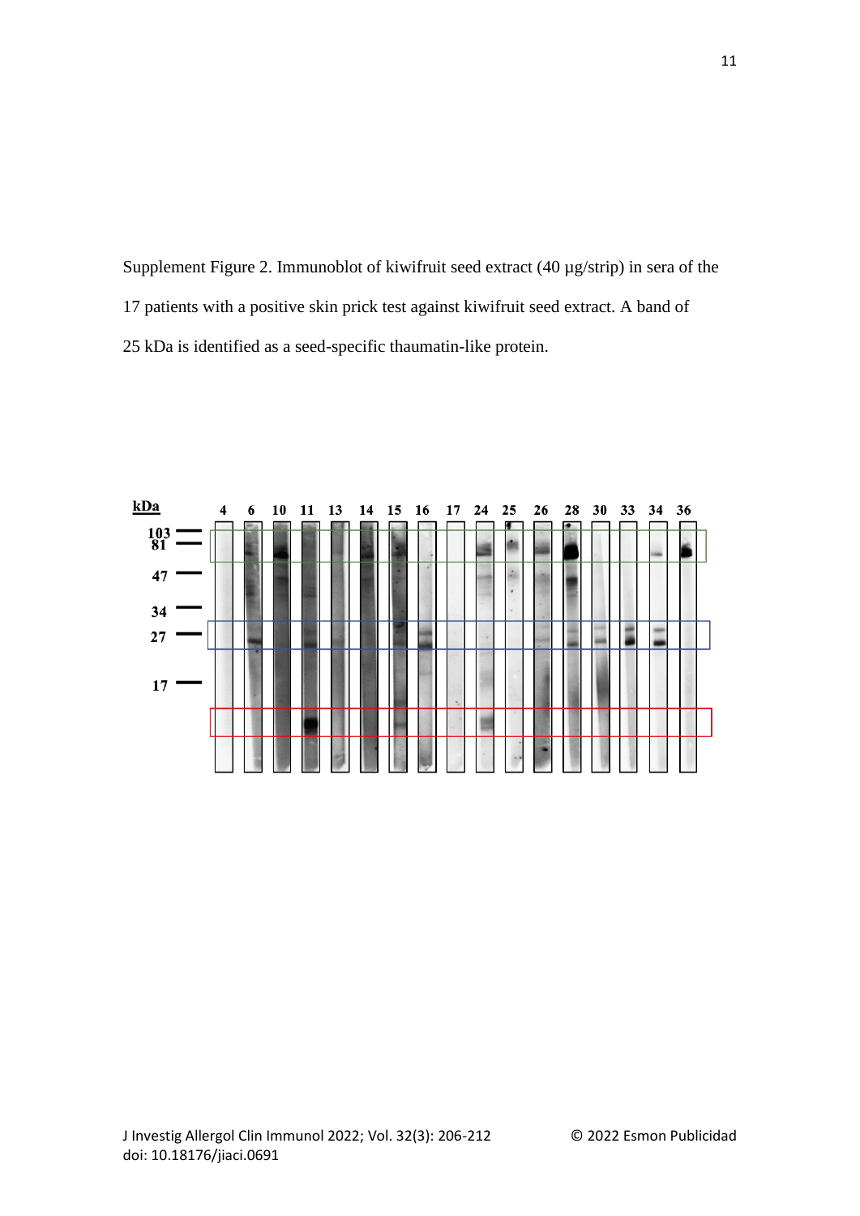Supplement Figure 2. Immunoblot of kiwifruit seed extract (40 µg/strip) in sera of the 17 patients with a positive skin prick test against kiwifruit seed extract. A band of 25 kDa is identified as a seed-specific thaumatin-like protein.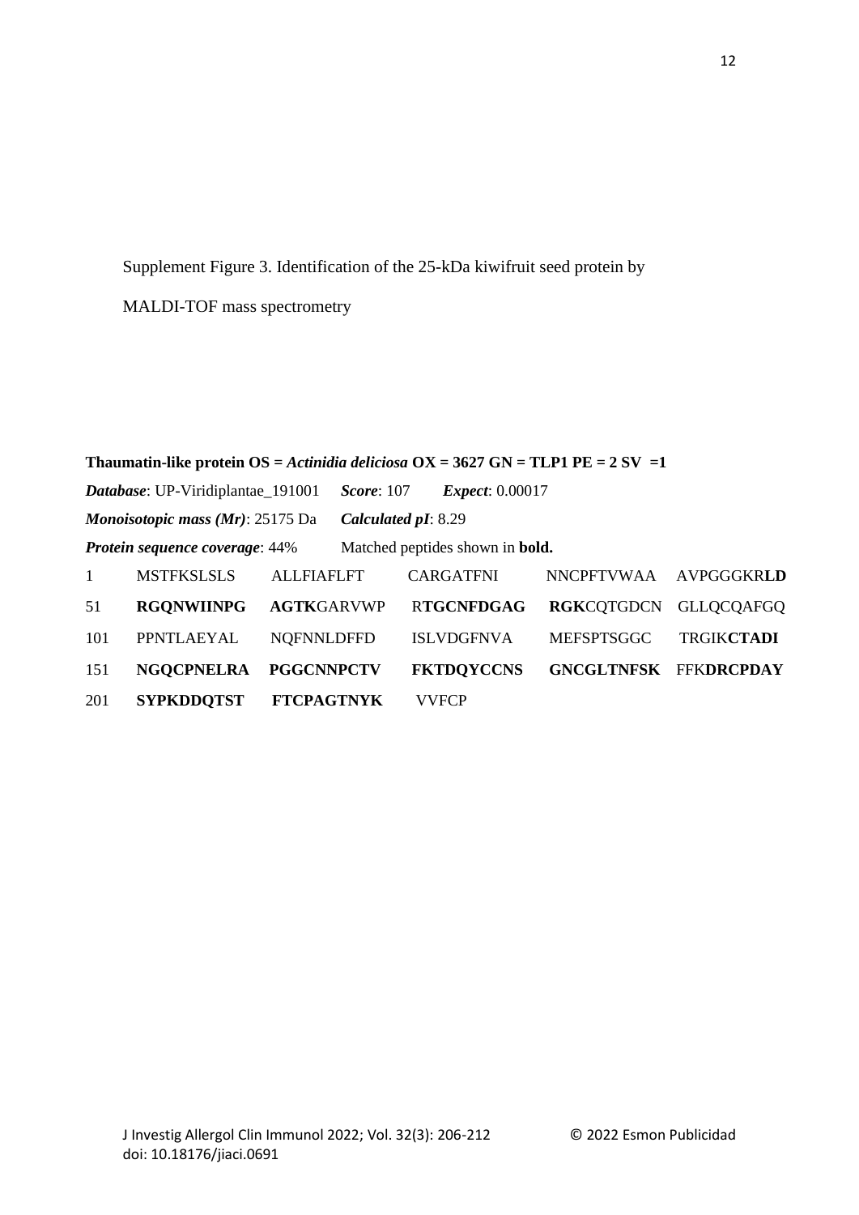Supplement Figure 3. Identification of the 25-kDa kiwifruit seed protein by MALDI-TOF mass spectrometry

**Thaumatin-like protein OS =** ***Actinidia deliciosa*** **OX = 3627 GN = TLP1 PE = 2 SV =1**

***Database***: UP-Viridiplantae_191001 ***Score***: 107 ***Expect***: 0.00017

***Monoisotopic mass (Mr)***: 25175 Da ***Calculated pI***: 8.29

***Protein sequence coverage***: 44% Matched peptides shown in **bold.**

| | | | | | |
|---|---|---|---|---|---|
| 1 | MSTFKSLSLS | ALLFIAFLFT | CARGATFNI | NNCPFTVWAA | AVPGGGKR**LD** |
| 51 | **RGQNWIINPG** | **AGTK**GARVWP | R**TGCNFDGAG** | **RGK**CQTGDCN | GLLQCQAFGQ |
| 101 | PPNTLAEYAL | NQFNNLDFFD | ISLVDGFNVA | MEFSPTSGGC | TRGIK**CTADI** |
| 151 | **NGQCPNELRA** | **PGGCNNPCTV** | **FKTDQYCCNS** | **GNCGLTNFSK** | FFK**DRCPDAY** |
| 201 | **SYPKDDQTST** | **FTCPAGTNYK** | VVFCP | | |